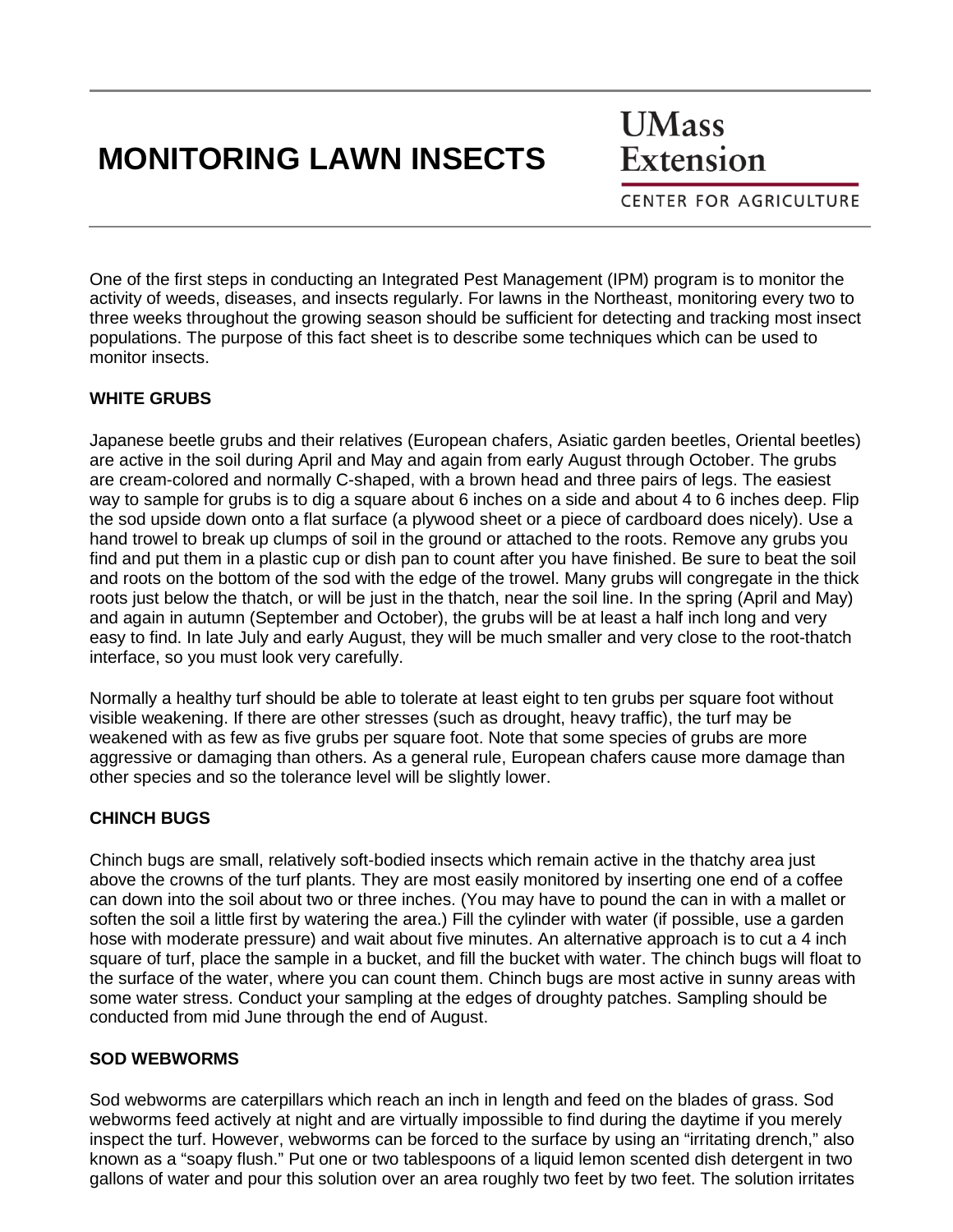# MONITORING LAWN INSECTS

UMass Extension

CENTER FOR AGRICULTURE

One of the first steps in conducting an Integrated Pest Management (IPM) program is to monitor the activity of weeds, diseases, and insects regularly. For lawns in the Northeast, monitoring every two to three weeks throughout the growing season should be sufficient for detecting and tracking most insect populations. The purpose of this fact sheet is to describe some techniques which can be used to monitor insects.

## WHITE GRUBS

Japanese beetle grubs and their relatives (European chafers, Asiatic garden beetles, Oriental beetles) are active in the soil during April and May and again from early August through October. The grubs are cream-colored and normally C-shaped, with a brown head and three pairs of legs. The easiest way to sample for grubs is to dig a square about 6 inches on a side and about 4 to 6 inches deep. Flip the sod upside down onto a flat surface (a plywood sheet or a piece of cardboard does nicely). Use a hand trowel to break up clumps of soil in the ground or attached to the roots. Remove any grubs you find and put them in a plastic cup or dish pan to count after you have finished. Be sure to beat the soil and roots on the bottom of the sod with the edge of the trowel. Many grubs will congregate in the thick roots just below the thatch, or will be just in the thatch, near the soil line. In the spring (April and May) and again in autumn (September and October), the grubs will be at least a half inch long and very easy to find. In late July and early August, they will be much smaller and very close to the root-thatch interface, so you must look very carefully.

Normally a healthy turf should be able to tolerate at least eight to ten grubs per square foot without visible weakening. If there are other stresses (such as drought, heavy traffic), the turf may be weakened with as few as five grubs per square foot. Note that some species of grubs are more aggressive or damaging than others. As a general rule, European chafers cause more damage than other species and so the tolerance level will be slightly lower.

## CHINCH BUGS

Chinch bugs are small, relatively soft-bodied insects which remain active in the thatchy area just above the crowns of the turf plants. They are most easily monitored by inserting one end of a coffee can down into the soil about two or three inches. (You may have to pound the can in with a mallet or soften the soil a little first by watering the area.) Fill the cylinder with water (if possible, use a garden hose with moderate pressure) and wait about five minutes. An alternative approach is to cut a 4 inch square of turf, place the sample in a bucket, and fill the bucket with water. The chinch bugs will float to the surface of the water, where you can count them. Chinch bugs are most active in sunny areas with some water stress. Conduct your sampling at the edges of droughty patches. Sampling should be conducted from mid June through the end of August.

## SOD WEBWORMS

Sod webworms are caterpillars which reach an inch in length and feed on the blades of grass. Sod webworms feed actively at night and are virtually impossible to find during the daytime if you merely inspect the turf. However, webworms can be forced to the surface by using an "irritating drench," also known as a "soapy flush." Put one or two tablespoons of a liquid lemon scented dish detergent in two gallons of water and pour this solution over an area roughly two feet by two feet. The solution irritates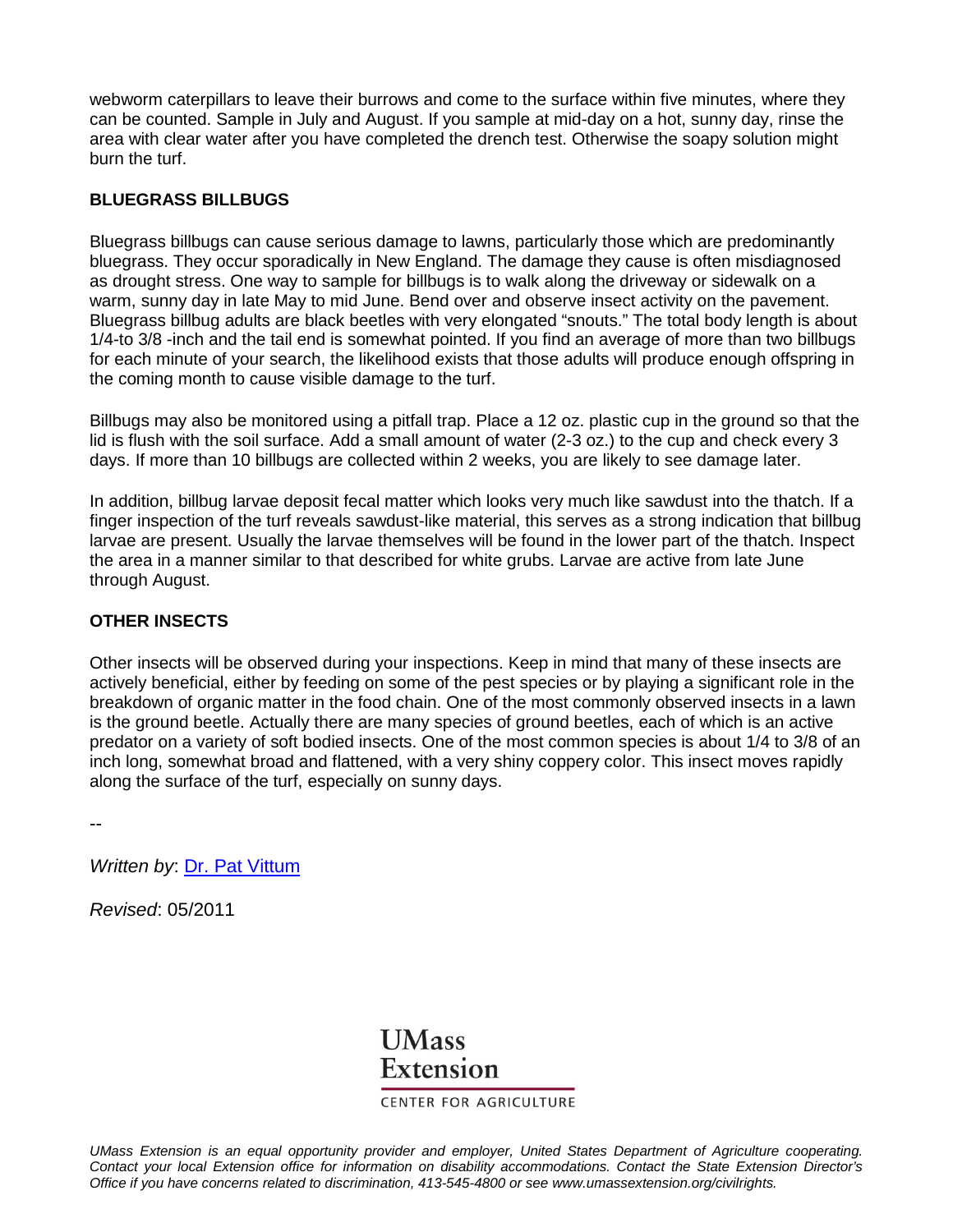webworm caterpillars to leave their burrows and come to the surface within five minutes, where they can be counted. Sample in July and August. If you sample at mid-day on a hot, sunny day, rinse the area with clear water after you have completed the drench test. Otherwise the soapy solution might burn the turf.

**BLUEGRASS BILLBUGS**

Bluegrass billbugs can cause serious damage to lawns, particularly those which are predominantly bluegrass. They occur sporadically in New England. The damage they cause is often misdiagnosed as drought stress. One way to sample for billbugs is to walk along the driveway or sidewalk on a warm, sunny day in late May to mid June. Bend over and observe insect activity on the pavement. Bluegrass billbug adults are black beetles with very elongated "snouts." The total body length is about 1/4-to 3/8 -inch and the tail end is somewhat pointed. If you find an average of more than two billbugs for each minute of your search, the likelihood exists that those adults will produce enough offspring in the coming month to cause visible damage to the turf.

Billbugs may also be monitored using a pitfall trap. Place a 12 oz. plastic cup in the ground so that the lid is flush with the soil surface. Add a small amount of water (2-3 oz.) to the cup and check every 3 days. If more than 10 billbugs are collected within 2 weeks, you are likely to see damage later.

In addition, billbug larvae deposit fecal matter which looks very much like sawdust into the thatch. If a finger inspection of the turf reveals sawdust-like material, this serves as a strong indication that billbug larvae are present. Usually the larvae themselves will be found in the lower part of the thatch. Inspect the area in a manner similar to that described for white grubs. Larvae are active from late June through August.

**OTHER INSECTS**

Other insects will be observed during your inspections. Keep in mind that many of these insects are actively beneficial, either by feeding on some of the pest species or by playing a significant role in the breakdown of organic matter in the food chain. One of the most commonly observed insects in a lawn is the ground beetle. Actually there are many species of ground beetles, each of which is an active predator on a variety of soft bodied insects. One of the most common species is about 1/4 to 3/8 of an inch long, somewhat broad and flattened, with a very shiny coppery color. This insect moves rapidly along the surface of the turf, especially on sunny days.

--

*Written by*: Dr. Pat Vittum

*Revised*: 05/2011

UMass Extension

CENTER FOR AGRICULTURE

*UMass Extension is an equal opportunity provider and employer, United States Department of Agriculture cooperating. Contact your local Extension office for information on disability accommodations. Contact the State Extension Director's Office if you have concerns related to discrimination, 413-545-4800 or see www.umassextension.org/civilrights.*